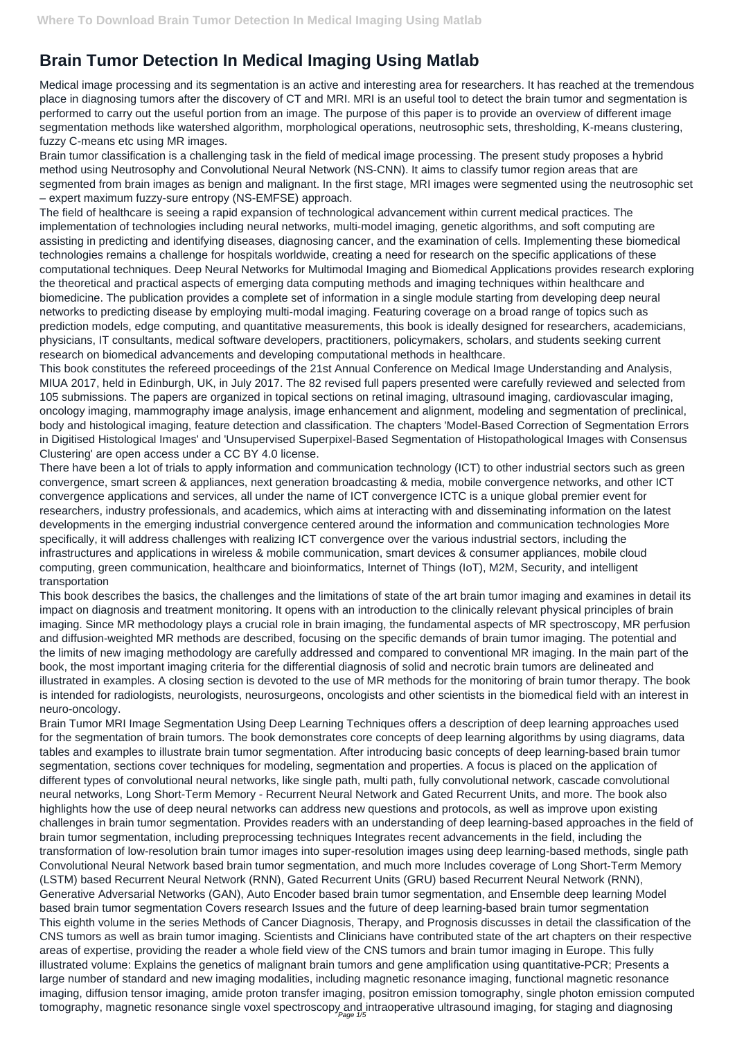# Brain Tumor Detection In Medical Imaging Using Matlab

Medical image processing and its segmentation is an active and interesting area for researchers. It has reached at the tremendous place in diagnosing tumors after the discovery of CT and MRI. MRI is an useful tool to detect the brain tumor and segmentation is performed to carry out the useful portion from an image. The purpose of this paper is to provide an overview of different image segmentation methods like watershed algorithm, morphological operations, neutrosophic sets, thresholding, K-means clustering, fuzzy C-means etc using MR images.

Brain tumor classification is a challenging task in the field of medical image processing. The present study proposes a hybrid method using Neutrosophy and Convolutional Neural Network (NS-CNN). It aims to classify tumor region areas that are segmented from brain images as benign and malignant. In the first stage, MRI images were segmented using the neutrosophic set – expert maximum fuzzy-sure entropy (NS-EMFSE) approach.

The field of healthcare is seeing a rapid expansion of technological advancement within current medical practices. The implementation of technologies including neural networks, multi-model imaging, genetic algorithms, and soft computing are assisting in predicting and identifying diseases, diagnosing cancer, and the examination of cells. Implementing these biomedical technologies remains a challenge for hospitals worldwide, creating a need for research on the specific applications of these computational techniques. Deep Neural Networks for Multimodal Imaging and Biomedical Applications provides research exploring the theoretical and practical aspects of emerging data computing methods and imaging techniques within healthcare and biomedicine. The publication provides a complete set of information in a single module starting from developing deep neural networks to predicting disease by employing multi-modal imaging. Featuring coverage on a broad range of topics such as prediction models, edge computing, and quantitative measurements, this book is ideally designed for researchers, academicians, physicians, IT consultants, medical software developers, practitioners, policymakers, scholars, and students seeking current research on biomedical advancements and developing computational methods in healthcare.

This book constitutes the refereed proceedings of the 21st Annual Conference on Medical Image Understanding and Analysis, MIUA 2017, held in Edinburgh, UK, in July 2017. The 82 revised full papers presented were carefully reviewed and selected from 105 submissions. The papers are organized in topical sections on retinal imaging, ultrasound imaging, cardiovascular imaging, oncology imaging, mammography image analysis, image enhancement and alignment, modeling and segmentation of preclinical, body and histological imaging, feature detection and classification. The chapters 'Model-Based Correction of Segmentation Errors in Digitised Histological Images' and 'Unsupervised Superpixel-Based Segmentation of Histopathological Images with Consensus Clustering' are open access under a CC BY 4.0 license.

There have been a lot of trials to apply information and communication technology (ICT) to other industrial sectors such as green convergence, smart screen & appliances, next generation broadcasting & media, mobile convergence networks, and other ICT convergence applications and services, all under the name of ICT convergence ICTC is a unique global premier event for researchers, industry professionals, and academics, which aims at interacting with and disseminating information on the latest developments in the emerging industrial convergence centered around the information and communication technologies More specifically, it will address challenges with realizing ICT convergence over the various industrial sectors, including the infrastructures and applications in wireless & mobile communication, smart devices & consumer appliances, mobile cloud computing, green communication, healthcare and bioinformatics, Internet of Things (IoT), M2M, Security, and intelligent transportation

This book describes the basics, the challenges and the limitations of state of the art brain tumor imaging and examines in detail its impact on diagnosis and treatment monitoring. It opens with an introduction to the clinically relevant physical principles of brain imaging. Since MR methodology plays a crucial role in brain imaging, the fundamental aspects of MR spectroscopy, MR perfusion and diffusion-weighted MR methods are described, focusing on the specific demands of brain tumor imaging. The potential and the limits of new imaging methodology are carefully addressed and compared to conventional MR imaging. In the main part of the book, the most important imaging criteria for the differential diagnosis of solid and necrotic brain tumors are delineated and illustrated in examples. A closing section is devoted to the use of MR methods for the monitoring of brain tumor therapy. The book is intended for radiologists, neurologists, neurosurgeons, oncologists and other scientists in the biomedical field with an interest in neuro-oncology.

Brain Tumor MRI Image Segmentation Using Deep Learning Techniques offers a description of deep learning approaches used for the segmentation of brain tumors. The book demonstrates core concepts of deep learning algorithms by using diagrams, data tables and examples to illustrate brain tumor segmentation. After introducing basic concepts of deep learning-based brain tumor segmentation, sections cover techniques for modeling, segmentation and properties. A focus is placed on the application of different types of convolutional neural networks, like single path, multi path, fully convolutional network, cascade convolutional neural networks, Long Short-Term Memory - Recurrent Neural Network and Gated Recurrent Units, and more. The book also highlights how the use of deep neural networks can address new questions and protocols, as well as improve upon existing challenges in brain tumor segmentation. Provides readers with an understanding of deep learning-based approaches in the field of brain tumor segmentation, including preprocessing techniques Integrates recent advancements in the field, including the transformation of low-resolution brain tumor images into super-resolution images using deep learning-based methods, single path Convolutional Neural Network based brain tumor segmentation, and much more Includes coverage of Long Short-Term Memory (LSTM) based Recurrent Neural Network (RNN), Gated Recurrent Units (GRU) based Recurrent Neural Network (RNN), Generative Adversarial Networks (GAN), Auto Encoder based brain tumor segmentation, and Ensemble deep learning Model based brain tumor segmentation Covers research Issues and the future of deep learning-based brain tumor segmentation

This eighth volume in the series Methods of Cancer Diagnosis, Therapy, and Prognosis discusses in detail the classification of the CNS tumors as well as brain tumor imaging. Scientists and Clinicians have contributed state of the art chapters on their respective areas of expertise, providing the reader a whole field view of the CNS tumors and brain tumor imaging in Europe. This fully illustrated volume: Explains the genetics of malignant brain tumors and gene amplification using quantitative-PCR; Presents a large number of standard and new imaging modalities, including magnetic resonance imaging, functional magnetic resonance imaging, diffusion tensor imaging, amide proton transfer imaging, positron emission tomography, single photon emission computed tomography, magnetic resonance single voxel spectroscopy and intraoperative ultrasound imaging, for staging and diagnosing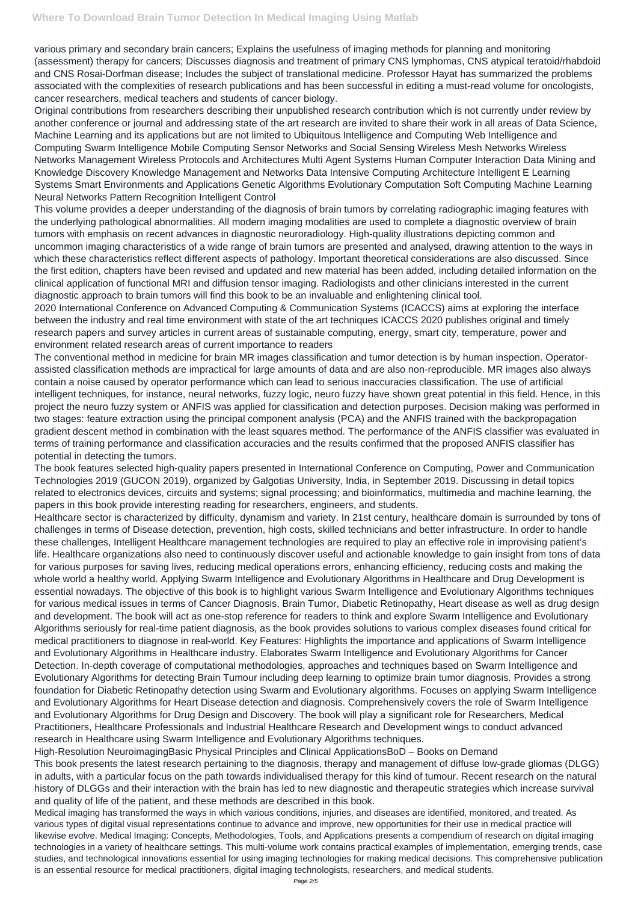various primary and secondary brain cancers; Explains the usefulness of imaging methods for planning and monitoring (assessment) therapy for cancers; Discusses diagnosis and treatment of primary CNS lymphomas, CNS atypical teratoid/rhabdoid and CNS Rosai-Dorfman disease; Includes the subject of translational medicine. Professor Hayat has summarized the problems associated with the complexities of research publications and has been successful in editing a must-read volume for oncologists, cancer researchers, medical teachers and students of cancer biology.

Original contributions from researchers describing their unpublished research contribution which is not currently under review by another conference or journal and addressing state of the art research are invited to share their work in all areas of Data Science, Machine Learning and its applications but are not limited to Ubiquitous Intelligence and Computing Web Intelligence and Computing Swarm Intelligence Mobile Computing Sensor Networks and Social Sensing Wireless Mesh Networks Wireless Networks Management Wireless Protocols and Architectures Multi Agent Systems Human Computer Interaction Data Mining and Knowledge Discovery Knowledge Management and Networks Data Intensive Computing Architecture Intelligent E Learning Systems Smart Environments and Applications Genetic Algorithms Evolutionary Computation Soft Computing Machine Learning Neural Networks Pattern Recognition Intelligent Control

This volume provides a deeper understanding of the diagnosis of brain tumors by correlating radiographic imaging features with the underlying pathological abnormalities. All modern imaging modalities are used to complete a diagnostic overview of brain tumors with emphasis on recent advances in diagnostic neuroradiology. High-quality illustrations depicting common and uncommon imaging characteristics of a wide range of brain tumors are presented and analysed, drawing attention to the ways in which these characteristics reflect different aspects of pathology. Important theoretical considerations are also discussed. Since the first edition, chapters have been revised and updated and new material has been added, including detailed information on the clinical application of functional MRI and diffusion tensor imaging. Radiologists and other clinicians interested in the current diagnostic approach to brain tumors will find this book to be an invaluable and enlightening clinical tool.

2020 International Conference on Advanced Computing & Communication Systems (ICACCS) aims at exploring the interface between the industry and real time environment with state of the art techniques ICACCS 2020 publishes original and timely research papers and survey articles in current areas of sustainable computing, energy, smart city, temperature, power and environment related research areas of current importance to readers

The conventional method in medicine for brain MR images classification and tumor detection is by human inspection. Operator-assisted classification methods are impractical for large amounts of data and are also non-reproducible. MR images also always contain a noise caused by operator performance which can lead to serious inaccuracies classification. The use of artificial intelligent techniques, for instance, neural networks, fuzzy logic, neuro fuzzy have shown great potential in this field. Hence, in this project the neuro fuzzy system or ANFIS was applied for classification and detection purposes. Decision making was performed in two stages: feature extraction using the principal component analysis (PCA) and the ANFIS trained with the backpropagation gradient descent method in combination with the least squares method. The performance of the ANFIS classifier was evaluated in terms of training performance and classification accuracies and the results confirmed that the proposed ANFIS classifier has potential in detecting the tumors.

The book features selected high-quality papers presented in International Conference on Computing, Power and Communication Technologies 2019 (GUCON 2019), organized by Galgotias University, India, in September 2019. Discussing in detail topics related to electronics devices, circuits and systems; signal processing; and bioinformatics, multimedia and machine learning, the papers in this book provide interesting reading for researchers, engineers, and students.

Healthcare sector is characterized by difficulty, dynamism and variety. In 21st century, healthcare domain is surrounded by tons of challenges in terms of Disease detection, prevention, high costs, skilled technicians and better infrastructure. In order to handle these challenges, Intelligent Healthcare management technologies are required to play an effective role in improvising patient's life. Healthcare organizations also need to continuously discover useful and actionable knowledge to gain insight from tons of data for various purposes for saving lives, reducing medical operations errors, enhancing efficiency, reducing costs and making the whole world a healthy world. Applying Swarm Intelligence and Evolutionary Algorithms in Healthcare and Drug Development is essential nowadays. The objective of this book is to highlight various Swarm Intelligence and Evolutionary Algorithms techniques for various medical issues in terms of Cancer Diagnosis, Brain Tumor, Diabetic Retinopathy, Heart disease as well as drug design and development. The book will act as one-stop reference for readers to think and explore Swarm Intelligence and Evolutionary Algorithms seriously for real-time patient diagnosis, as the book provides solutions to various complex diseases found critical for medical practitioners to diagnose in real-world. Key Features: Highlights the importance and applications of Swarm Intelligence and Evolutionary Algorithms in Healthcare industry. Elaborates Swarm Intelligence and Evolutionary Algorithms for Cancer Detection. In-depth coverage of computational methodologies, approaches and techniques based on Swarm Intelligence and Evolutionary Algorithms for detecting Brain Tumour including deep learning to optimize brain tumor diagnosis. Provides a strong foundation for Diabetic Retinopathy detection using Swarm and Evolutionary algorithms. Focuses on applying Swarm Intelligence and Evolutionary Algorithms for Heart Disease detection and diagnosis. Comprehensively covers the role of Swarm Intelligence and Evolutionary Algorithms for Drug Design and Discovery. The book will play a significant role for Researchers, Medical Practitioners, Healthcare Professionals and Industrial Healthcare Research and Development wings to conduct advanced research in Healthcare using Swarm Intelligence and Evolutionary Algorithms techniques.

High-Resolution NeuroimagingBasic Physical Principles and Clinical ApplicationsBoD – Books on Demand

This book presents the latest research pertaining to the diagnosis, therapy and management of diffuse low-grade gliomas (DLGG) in adults, with a particular focus on the path towards individualised therapy for this kind of tumour. Recent research on the natural history of DLGGs and their interaction with the brain has led to new diagnostic and therapeutic strategies which increase survival and quality of life of the patient, and these methods are described in this book.

Medical imaging has transformed the ways in which various conditions, injuries, and diseases are identified, monitored, and treated. As various types of digital visual representations continue to advance and improve, new opportunities for their use in medical practice will likewise evolve. Medical Imaging: Concepts, Methodologies, Tools, and Applications presents a compendium of research on digital imaging technologies in a variety of healthcare settings. This multi-volume work contains practical examples of implementation, emerging trends, case studies, and technological innovations essential for using imaging technologies for making medical decisions. This comprehensive publication is an essential resource for medical practitioners, digital imaging technologists, researchers, and medical students.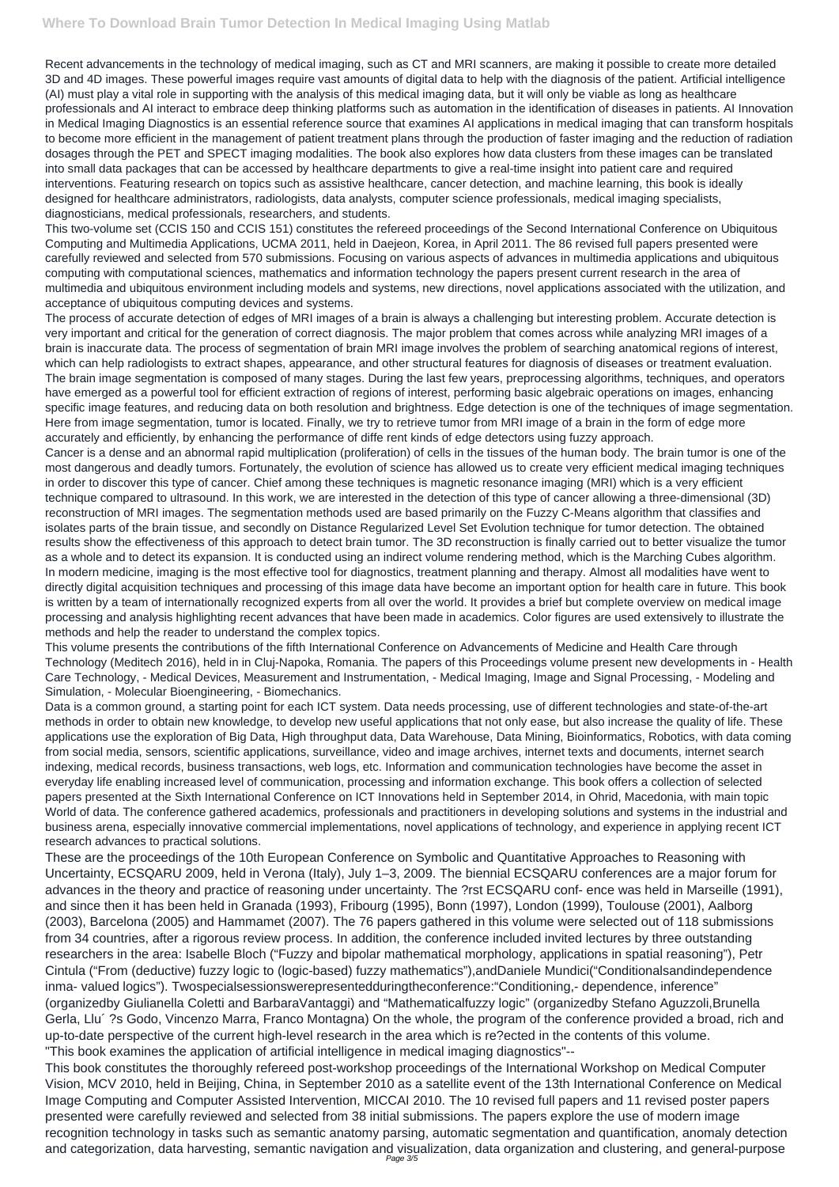Recent advancements in the technology of medical imaging, such as CT and MRI scanners, are making it possible to create more detailed 3D and 4D images. These powerful images require vast amounts of digital data to help with the diagnosis of the patient. Artificial intelligence (AI) must play a vital role in supporting with the analysis of this medical imaging data, but it will only be viable as long as healthcare professionals and AI interact to embrace deep thinking platforms such as automation in the identification of diseases in patients. AI Innovation in Medical Imaging Diagnostics is an essential reference source that examines AI applications in medical imaging that can transform hospitals to become more efficient in the management of patient treatment plans through the production of faster imaging and the reduction of radiation dosages through the PET and SPECT imaging modalities. The book also explores how data clusters from these images can be translated into small data packages that can be accessed by healthcare departments to give a real-time insight into patient care and required interventions. Featuring research on topics such as assistive healthcare, cancer detection, and machine learning, this book is ideally designed for healthcare administrators, radiologists, data analysts, computer science professionals, medical imaging specialists, diagnosticians, medical professionals, researchers, and students.

This two-volume set (CCIS 150 and CCIS 151) constitutes the refereed proceedings of the Second International Conference on Ubiquitous Computing and Multimedia Applications, UCMA 2011, held in Daejeon, Korea, in April 2011. The 86 revised full papers presented were carefully reviewed and selected from 570 submissions. Focusing on various aspects of advances in multimedia applications and ubiquitous computing with computational sciences, mathematics and information technology the papers present current research in the area of multimedia and ubiquitous environment including models and systems, new directions, novel applications associated with the utilization, and acceptance of ubiquitous computing devices and systems.

The process of accurate detection of edges of MRI images of a brain is always a challenging but interesting problem. Accurate detection is very important and critical for the generation of correct diagnosis. The major problem that comes across while analyzing MRI images of a brain is inaccurate data. The process of segmentation of brain MRI image involves the problem of searching anatomical regions of interest, which can help radiologists to extract shapes, appearance, and other structural features for diagnosis of diseases or treatment evaluation. The brain image segmentation is composed of many stages. During the last few years, preprocessing algorithms, techniques, and operators have emerged as a powerful tool for efficient extraction of regions of interest, performing basic algebraic operations on images, enhancing specific image features, and reducing data on both resolution and brightness. Edge detection is one of the techniques of image segmentation. Here from image segmentation, tumor is located. Finally, we try to retrieve tumor from MRI image of a brain in the form of edge more accurately and efficiently, by enhancing the performance of diffe rent kinds of edge detectors using fuzzy approach.

Cancer is a dense and an abnormal rapid multiplication (proliferation) of cells in the tissues of the human body. The brain tumor is one of the most dangerous and deadly tumors. Fortunately, the evolution of science has allowed us to create very efficient medical imaging techniques in order to discover this type of cancer. Chief among these techniques is magnetic resonance imaging (MRI) which is a very efficient technique compared to ultrasound. In this work, we are interested in the detection of this type of cancer allowing a three-dimensional (3D) reconstruction of MRI images. The segmentation methods used are based primarily on the Fuzzy C-Means algorithm that classifies and isolates parts of the brain tissue, and secondly on Distance Regularized Level Set Evolution technique for tumor detection. The obtained results show the effectiveness of this approach to detect brain tumor. The 3D reconstruction is finally carried out to better visualize the tumor as a whole and to detect its expansion. It is conducted using an indirect volume rendering method, which is the Marching Cubes algorithm.

In modern medicine, imaging is the most effective tool for diagnostics, treatment planning and therapy. Almost all modalities have went to directly digital acquisition techniques and processing of this image data have become an important option for health care in future. This book is written by a team of internationally recognized experts from all over the world. It provides a brief but complete overview on medical image processing and analysis highlighting recent advances that have been made in academics. Color figures are used extensively to illustrate the methods and help the reader to understand the complex topics.

This volume presents the contributions of the fifth International Conference on Advancements of Medicine and Health Care through Technology (Meditech 2016), held in in Cluj-Napoka, Romania. The papers of this Proceedings volume present new developments in - Health Care Technology, - Medical Devices, Measurement and Instrumentation, - Medical Imaging, Image and Signal Processing, - Modeling and Simulation, - Molecular Bioengineering, - Biomechanics.

Data is a common ground, a starting point for each ICT system. Data needs processing, use of different technologies and state-of-the-art methods in order to obtain new knowledge, to develop new useful applications that not only ease, but also increase the quality of life. These applications use the exploration of Big Data, High throughput data, Data Warehouse, Data Mining, Bioinformatics, Robotics, with data coming from social media, sensors, scientific applications, surveillance, video and image archives, internet texts and documents, internet search indexing, medical records, business transactions, web logs, etc. Information and communication technologies have become the asset in everyday life enabling increased level of communication, processing and information exchange. This book offers a collection of selected papers presented at the Sixth International Conference on ICT Innovations held in September 2014, in Ohrid, Macedonia, with main topic World of data. The conference gathered academics, professionals and practitioners in developing solutions and systems in the industrial and business arena, especially innovative commercial implementations, novel applications of technology, and experience in applying recent ICT research advances to practical solutions.

These are the proceedings of the 10th European Conference on Symbolic and Quantitative Approaches to Reasoning with Uncertainty, ECSQARU 2009, held in Verona (Italy), July 1–3, 2009. The biennial ECSQARU conferences are a major forum for advances in the theory and practice of reasoning under uncertainty. The ?rst ECSQARU conf- ence was held in Marseille (1991), and since then it has been held in Granada (1993), Fribourg (1995), Bonn (1997), London (1999), Toulouse (2001), Aalborg (2003), Barcelona (2005) and Hammamet (2007). The 76 papers gathered in this volume were selected out of 118 submissions from 34 countries, after a rigorous review process. In addition, the conference included invited lectures by three outstanding researchers in the area: Isabelle Bloch ("Fuzzy and bipolar mathematical morphology, applications in spatial reasoning"), Petr Cintula ("From (deductive) fuzzy logic to (logic-based) fuzzy mathematics"),andDaniele Mundici("Conditionalsandindependence inma- valued logics"). Twospecialsessionswerepresentedduringtheconference:"Conditioning,- dependence, inference" (organizedby Giulianella Coletti and BarbaraVantaggi) and "Mathematicalfuzzy logic" (organizedby Stefano Aguzzoli,Brunella Gerla, Llu´ ?s Godo, Vincenzo Marra, Franco Montagna) On the whole, the program of the conference provided a broad, rich and up-to-date perspective of the current high-level research in the area which is re?ected in the contents of this volume.

"This book examines the application of artificial intelligence in medical imaging diagnostics"--

This book constitutes the thoroughly refereed post-workshop proceedings of the International Workshop on Medical Computer Vision, MCV 2010, held in Beijing, China, in September 2010 as a satellite event of the 13th International Conference on Medical Image Computing and Computer Assisted Intervention, MICCAI 2010. The 10 revised full papers and 11 revised poster papers presented were carefully reviewed and selected from 38 initial submissions. The papers explore the use of modern image recognition technology in tasks such as semantic anatomy parsing, automatic segmentation and quantification, anomaly detection and categorization, data harvesting, semantic navigation and visualization, data organization and clustering, and general-purpose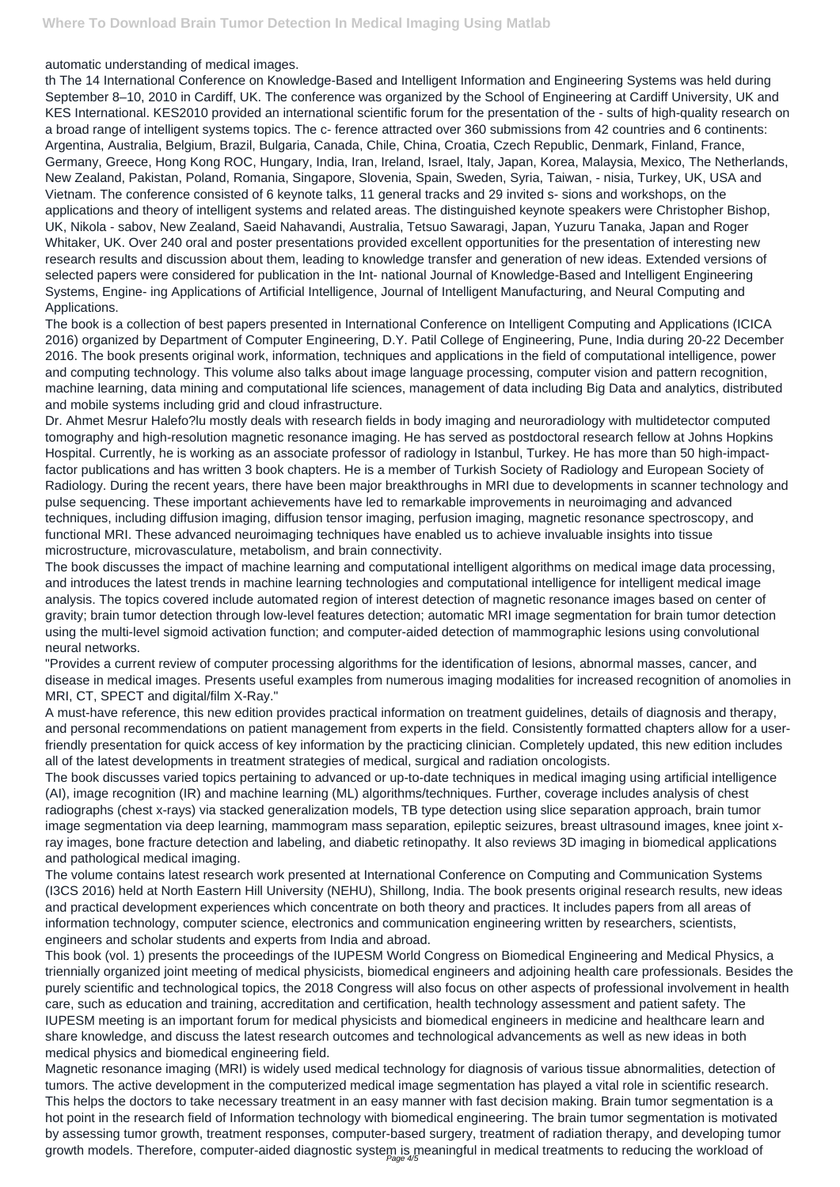automatic understanding of medical images.

th The 14 International Conference on Knowledge-Based and Intelligent Information and Engineering Systems was held during September 8–10, 2010 in Cardiff, UK. The conference was organized by the School of Engineering at Cardiff University, UK and KES International. KES2010 provided an international scientific forum for the presentation of the - sults of high-quality research on a broad range of intelligent systems topics. The c- ference attracted over 360 submissions from 42 countries and 6 continents: Argentina, Australia, Belgium, Brazil, Bulgaria, Canada, Chile, China, Croatia, Czech Republic, Denmark, Finland, France, Germany, Greece, Hong Kong ROC, Hungary, India, Iran, Ireland, Israel, Italy, Japan, Korea, Malaysia, Mexico, The Netherlands, New Zealand, Pakistan, Poland, Romania, Singapore, Slovenia, Spain, Sweden, Syria, Taiwan, - nisia, Turkey, UK, USA and Vietnam. The conference consisted of 6 keynote talks, 11 general tracks and 29 invited s- sions and workshops, on the applications and theory of intelligent systems and related areas. The distinguished keynote speakers were Christopher Bishop, UK, Nikola - sabov, New Zealand, Saeid Nahavandi, Australia, Tetsuo Sawaragi, Japan, Yuzuru Tanaka, Japan and Roger Whitaker, UK. Over 240 oral and poster presentations provided excellent opportunities for the presentation of interesting new research results and discussion about them, leading to knowledge transfer and generation of new ideas. Extended versions of selected papers were considered for publication in the Int- national Journal of Knowledge-Based and Intelligent Engineering Systems, Engine- ing Applications of Artificial Intelligence, Journal of Intelligent Manufacturing, and Neural Computing and Applications.

The book is a collection of best papers presented in International Conference on Intelligent Computing and Applications (ICICA 2016) organized by Department of Computer Engineering, D.Y. Patil College of Engineering, Pune, India during 20-22 December 2016. The book presents original work, information, techniques and applications in the field of computational intelligence, power and computing technology. This volume also talks about image language processing, computer vision and pattern recognition, machine learning, data mining and computational life sciences, management of data including Big Data and analytics, distributed and mobile systems including grid and cloud infrastructure.

Dr. Ahmet Mesrur Halefo?lu mostly deals with research fields in body imaging and neuroradiology with multidetector computed tomography and high-resolution magnetic resonance imaging. He has served as postdoctoral research fellow at Johns Hopkins Hospital. Currently, he is working as an associate professor of radiology in Istanbul, Turkey. He has more than 50 high-impact-factor publications and has written 3 book chapters. He is a member of Turkish Society of Radiology and European Society of Radiology. During the recent years, there have been major breakthroughs in MRI due to developments in scanner technology and pulse sequencing. These important achievements have led to remarkable improvements in neuroimaging and advanced techniques, including diffusion imaging, diffusion tensor imaging, perfusion imaging, magnetic resonance spectroscopy, and functional MRI. These advanced neuroimaging techniques have enabled us to achieve invaluable insights into tissue microstructure, microvasculature, metabolism, and brain connectivity.

The book discusses the impact of machine learning and computational intelligent algorithms on medical image data processing, and introduces the latest trends in machine learning technologies and computational intelligence for intelligent medical image analysis. The topics covered include automated region of interest detection of magnetic resonance images based on center of gravity; brain tumor detection through low-level features detection; automatic MRI image segmentation for brain tumor detection using the multi-level sigmoid activation function; and computer-aided detection of mammographic lesions using convolutional neural networks.

"Provides a current review of computer processing algorithms for the identification of lesions, abnormal masses, cancer, and disease in medical images. Presents useful examples from numerous imaging modalities for increased recognition of anomolies in MRI, CT, SPECT and digital/film X-Ray."

A must-have reference, this new edition provides practical information on treatment guidelines, details of diagnosis and therapy, and personal recommendations on patient management from experts in the field. Consistently formatted chapters allow for a user-friendly presentation for quick access of key information by the practicing clinician. Completely updated, this new edition includes all of the latest developments in treatment strategies of medical, surgical and radiation oncologists.

The book discusses varied topics pertaining to advanced or up-to-date techniques in medical imaging using artificial intelligence (AI), image recognition (IR) and machine learning (ML) algorithms/techniques. Further, coverage includes analysis of chest radiographs (chest x-rays) via stacked generalization models, TB type detection using slice separation approach, brain tumor image segmentation via deep learning, mammogram mass separation, epileptic seizures, breast ultrasound images, knee joint x-ray images, bone fracture detection and labeling, and diabetic retinopathy. It also reviews 3D imaging in biomedical applications and pathological medical imaging.

The volume contains latest research work presented at International Conference on Computing and Communication Systems (I3CS 2016) held at North Eastern Hill University (NEHU), Shillong, India. The book presents original research results, new ideas and practical development experiences which concentrate on both theory and practices. It includes papers from all areas of information technology, computer science, electronics and communication engineering written by researchers, scientists, engineers and scholar students and experts from India and abroad.

This book (vol. 1) presents the proceedings of the IUPESM World Congress on Biomedical Engineering and Medical Physics, a triennially organized joint meeting of medical physicists, biomedical engineers and adjoining health care professionals. Besides the purely scientific and technological topics, the 2018 Congress will also focus on other aspects of professional involvement in health care, such as education and training, accreditation and certification, health technology assessment and patient safety. The IUPESM meeting is an important forum for medical physicists and biomedical engineers in medicine and healthcare learn and share knowledge, and discuss the latest research outcomes and technological advancements as well as new ideas in both medical physics and biomedical engineering field.

Magnetic resonance imaging (MRI) is widely used medical technology for diagnosis of various tissue abnormalities, detection of tumors. The active development in the computerized medical image segmentation has played a vital role in scientific research. This helps the doctors to take necessary treatment in an easy manner with fast decision making. Brain tumor segmentation is a hot point in the research field of Information technology with biomedical engineering. The brain tumor segmentation is motivated by assessing tumor growth, treatment responses, computer-based surgery, treatment of radiation therapy, and developing tumor growth models. Therefore, computer-aided diagnostic system is meaningful in medical treatments to reducing the workload of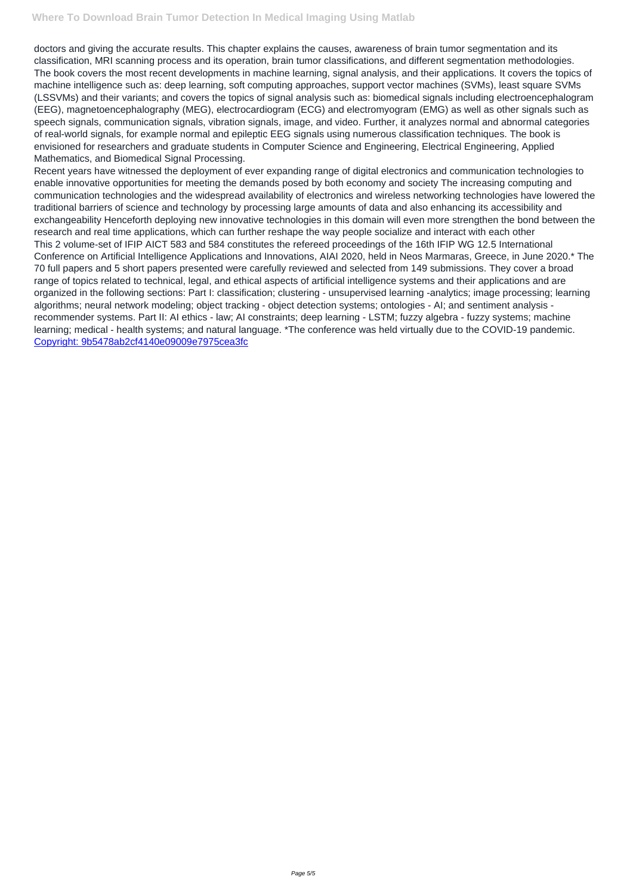doctors and giving the accurate results. This chapter explains the causes, awareness of brain tumor segmentation and its classification, MRI scanning process and its operation, brain tumor classifications, and different segmentation methodologies.
The book covers the most recent developments in machine learning, signal analysis, and their applications. It covers the topics of machine intelligence such as: deep learning, soft computing approaches, support vector machines (SVMs), least square SVMs (LSSVMs) and their variants; and covers the topics of signal analysis such as: biomedical signals including electroencephalogram (EEG), magnetoencephalography (MEG), electrocardiogram (ECG) and electromyogram (EMG) as well as other signals such as speech signals, communication signals, vibration signals, image, and video. Further, it analyzes normal and abnormal categories of real-world signals, for example normal and epileptic EEG signals using numerous classification techniques. The book is envisioned for researchers and graduate students in Computer Science and Engineering, Electrical Engineering, Applied Mathematics, and Biomedical Signal Processing.
Recent years have witnessed the deployment of ever expanding range of digital electronics and communication technologies to enable innovative opportunities for meeting the demands posed by both economy and society The increasing computing and communication technologies and the widespread availability of electronics and wireless networking technologies have lowered the traditional barriers of science and technology by processing large amounts of data and also enhancing its accessibility and exchangeability Henceforth deploying new innovative technologies in this domain will even more strengthen the bond between the research and real time applications, which can further reshape the way people socialize and interact with each other
This 2 volume-set of IFIP AICT 583 and 584 constitutes the refereed proceedings of the 16th IFIP WG 12.5 International Conference on Artificial Intelligence Applications and Innovations, AIAI 2020, held in Neos Marmaras, Greece, in June 2020.* The 70 full papers and 5 short papers presented were carefully reviewed and selected from 149 submissions. They cover a broad range of topics related to technical, legal, and ethical aspects of artificial intelligence systems and their applications and are organized in the following sections: Part I: classification; clustering - unsupervised learning -analytics; image processing; learning algorithms; neural network modeling; object tracking - object detection systems; ontologies - AI; and sentiment analysis - recommender systems. Part II: AI ethics - law; AI constraints; deep learning - LSTM; fuzzy algebra - fuzzy systems; machine learning; medical - health systems; and natural language. *The conference was held virtually due to the COVID-19 pandemic.
Copyright: 9b5478ab2cf4140e09009e7975cea3fc